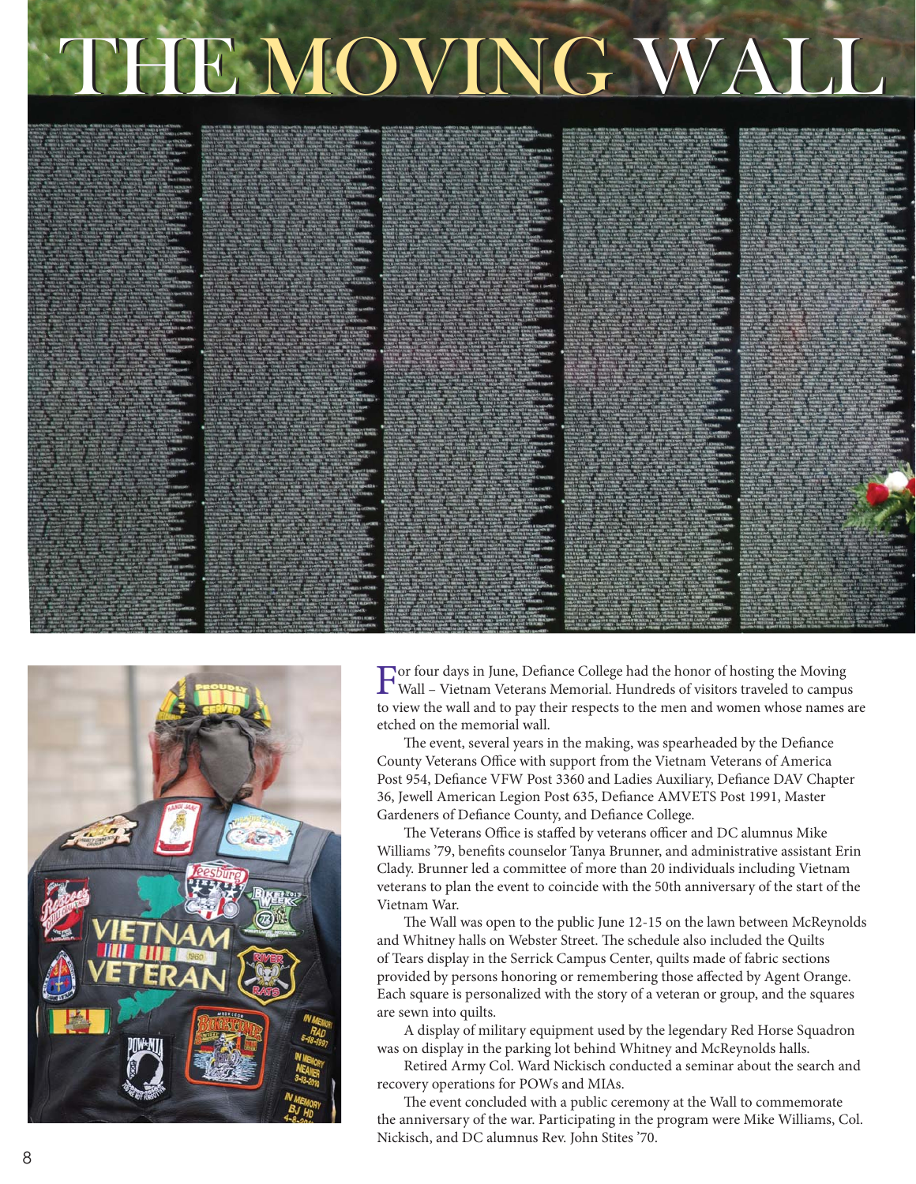# THE MOVING WALL

For four days in June, Defiance College had the honor of hosting the Moving Wall – Vietnam Veterans Memorial. Hundreds of visitors traveled to campus to view the wall and to pay their respects to the men and women whose names are etched on the memorial wall.

The event, several years in the making, was spearheaded by the Defiance County Veterans Office with support from the Vietnam Veterans of America Post 954, Defiance VFW Post 3360 and Ladies Auxiliary, Defiance DAV Chapter 36, Jewell American Legion Post 635, Defiance AMVETS Post 1991, Master Gardeners of Defiance County, and Defiance College.

The Veterans Office is staffed by veterans officer and DC alumnus Mike Williams '79, benefits counselor Tanya Brunner, and administrative assistant Erin Clady. Brunner led a committee of more than 20 individuals including Vietnam veterans to plan the event to coincide with the 50th anniversary of the start of the Vietnam War.

The Wall was open to the public June 12-15 on the lawn between McReynolds and Whitney halls on Webster Street. The schedule also included the Quilts of Tears display in the Serrick Campus Center, quilts made of fabric sections provided by persons honoring or remembering those affected by Agent Orange. Each square is personalized with the story of a veteran or group, and the squares are sewn into quilts.

A display of military equipment used by the legendary Red Horse Squadron was on display in the parking lot behind Whitney and McReynolds halls.

Retired Army Col. Ward Nickisch conducted a seminar about the search and recovery operations for POWs and MIAs.

The event concluded with a public ceremony at the Wall to commemorate the anniversary of the war. Participating in the program were Mike Williams, Col. Nickisch, and DC alumnus Rev. John Stites '70.